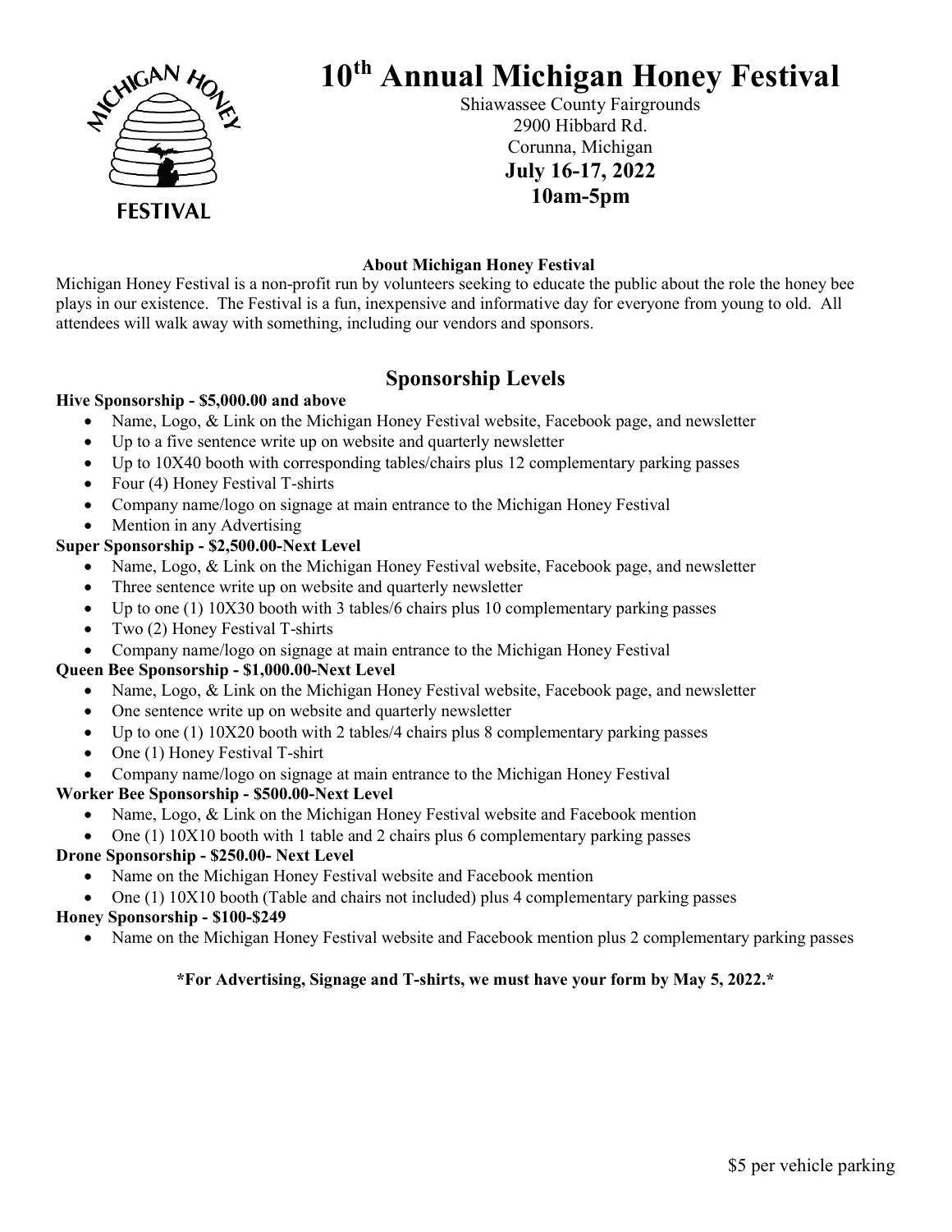# 10th Annual Michigan Honey Festival

Shiawassee County Fairgrounds
2900 Hibbard Rd.
Corunna, Michigan
**July 16-17, 2022**
**10am-5pm**

### About Michigan Honey Festival

Michigan Honey Festival is a non-profit run by volunteers seeking to educate the public about the role the honey bee plays in our existence. The Festival is a fun, inexpensive and informative day for everyone from young to old. All attendees will walk away with something, including our vendors and sponsors.

## Sponsorship Levels

**Hive Sponsorship - $5,000.00 and above**

- Name, Logo, & Link on the Michigan Honey Festival website, Facebook page, and newsletter
- Up to a five sentence write up on website and quarterly newsletter
- Up to 10X40 booth with corresponding tables/chairs plus 12 complementary parking passes
- Four (4) Honey Festival T-shirts
- Company name/logo on signage at main entrance to the Michigan Honey Festival
- Mention in any Advertising

**Super Sponsorship - $2,500.00-Next Level**

- Name, Logo, & Link on the Michigan Honey Festival website, Facebook page, and newsletter
- Three sentence write up on website and quarterly newsletter
- Up to one (1) 10X30 booth with 3 tables/6 chairs plus 10 complementary parking passes
- Two (2) Honey Festival T-shirts
- Company name/logo on signage at main entrance to the Michigan Honey Festival

**Queen Bee Sponsorship - $1,000.00-Next Level**

- Name, Logo, & Link on the Michigan Honey Festival website, Facebook page, and newsletter
- One sentence write up on website and quarterly newsletter
- Up to one (1) 10X20 booth with 2 tables/4 chairs plus 8 complementary parking passes
- One (1) Honey Festival T-shirt
- Company name/logo on signage at main entrance to the Michigan Honey Festival

**Worker Bee Sponsorship - $500.00-Next Level**

- Name, Logo, & Link on the Michigan Honey Festival website and Facebook mention
- One (1) 10X10 booth with 1 table and 2 chairs plus 6 complementary parking passes

**Drone Sponsorship - $250.00- Next Level**

- Name on the Michigan Honey Festival website and Facebook mention
- One (1) 10X10 booth (Table and chairs not included) plus 4 complementary parking passes

**Honey Sponsorship - $100-$249**

- Name on the Michigan Honey Festival website and Facebook mention plus 2 complementary parking passes

**\*For Advertising, Signage and T-shirts, we must have your form by May 5, 2022.\***

$5 per vehicle parking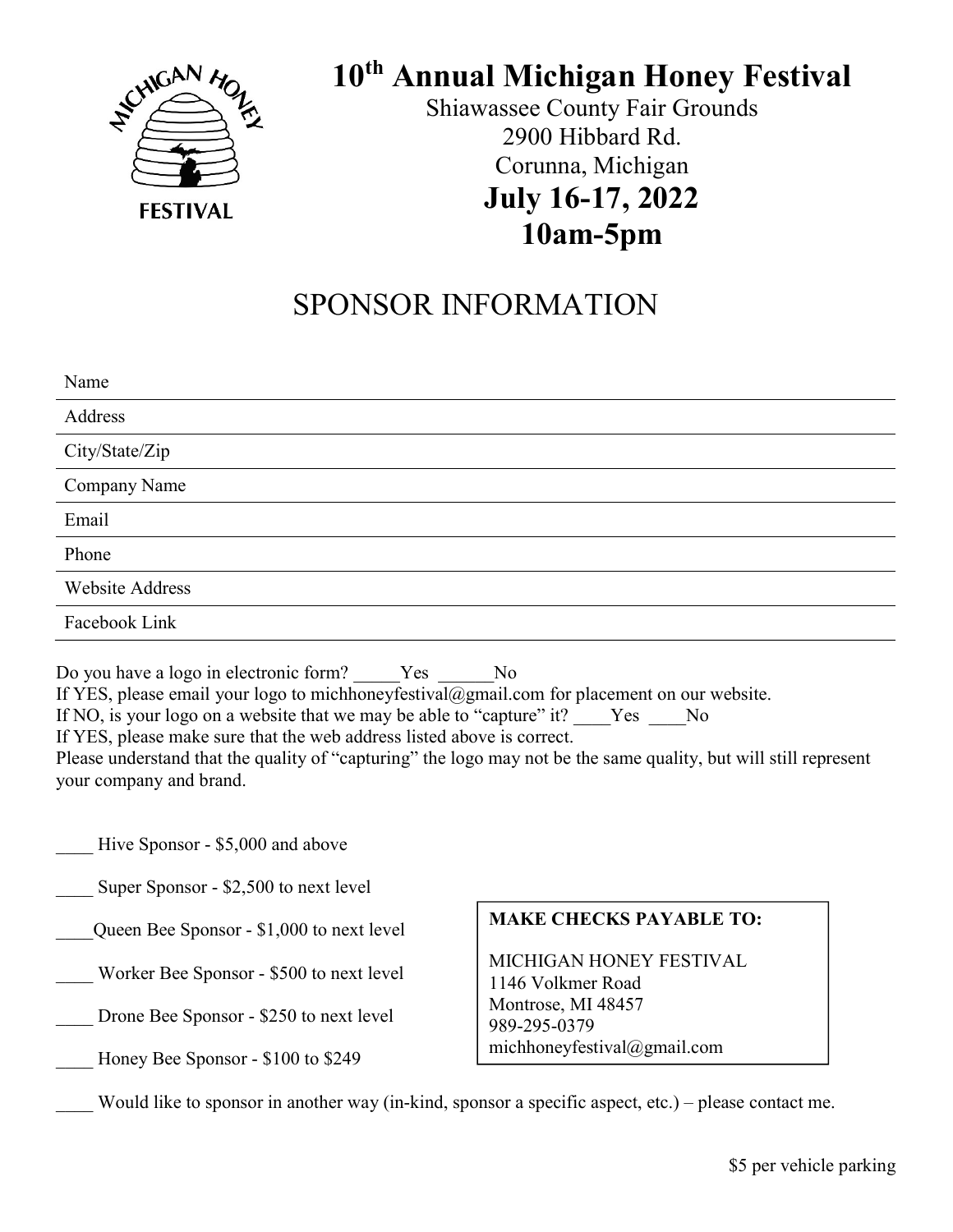# 10th Annual Michigan Honey Festival

Shiawassee County Fair Grounds
2900 Hibbard Rd.
Corunna, Michigan

**July 16-17, 2022**
**10am-5pm**

## SPONSOR INFORMATION

Name

Address

City/State/Zip

Company Name

Email

Phone

Website Address

Facebook Link

Do you have a logo in electronic form? _____Yes ______No
If YES, please email your logo to michhoneyfestival@gmail.com for placement on our website.
If NO, is your logo on a website that we may be able to "capture" it? ____Yes ____No
If YES, please make sure that the web address listed above is correct.
Please understand that the quality of "capturing" the logo may not be the same quality, but will still represent your company and brand.

____ Hive Sponsor - $5,000 and above

____ Super Sponsor - $2,500 to next level

____Queen Bee Sponsor - $1,000 to next level

____ Worker Bee Sponsor - $500 to next level

____ Drone Bee Sponsor - $250 to next level

____ Honey Bee Sponsor - $100 to $249

**MAKE CHECKS PAYABLE TO:**

MICHIGAN HONEY FESTIVAL
1146 Volkmer Road
Montrose, MI 48457
989-295-0379
michhoneyfestival@gmail.com

____ Would like to sponsor in another way (in-kind, sponsor a specific aspect, etc.) – please contact me.

$5 per vehicle parking